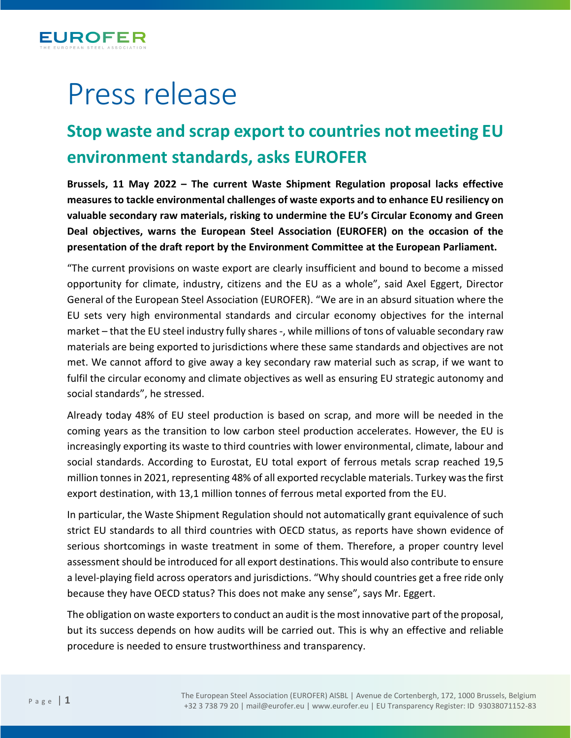# Press release

## Stop waste and scrap export to countries not meeting EU environment standards, asks EUROFER

**Brussels, 11 May 2022 – The current Waste Shipment Regulation proposal lacks effective measures to tackle environmental challenges of waste exports and to enhance EU resiliency on valuable secondary raw materials, risking to undermine the EU's Circular Economy and Green Deal objectives, warns the European Steel Association (EUROFER) on the occasion of the presentation of the draft report by the Environment Committee at the European Parliament.**

"The current provisions on waste export are clearly insufficient and bound to become a missed opportunity for climate, industry, citizens and the EU as a whole", said Axel Eggert, Director General of the European Steel Association (EUROFER). "We are in an absurd situation where the EU sets very high environmental standards and circular economy objectives for the internal market – that the EU steel industry fully shares -, while millions of tons of valuable secondary raw materials are being exported to jurisdictions where these same standards and objectives are not met. We cannot afford to give away a key secondary raw material such as scrap, if we want to fulfil the circular economy and climate objectives as well as ensuring EU strategic autonomy and social standards", he stressed.

Already today 48% of EU steel production is based on scrap, and more will be needed in the coming years as the transition to low carbon steel production accelerates. However, the EU is increasingly exporting its waste to third countries with lower environmental, climate, labour and social standards. According to Eurostat, EU total export of ferrous metals scrap reached 19,5 million tonnes in 2021, representing 48% of all exported recyclable materials. Turkey was the first export destination, with 13,1 million tonnes of ferrous metal exported from the EU.

In particular, the Waste Shipment Regulation should not automatically grant equivalence of such strict EU standards to all third countries with OECD status, as reports have shown evidence of serious shortcomings in waste treatment in some of them. Therefore, a proper country level assessment should be introduced for all export destinations. This would also contribute to ensure a level-playing field across operators and jurisdictions. "Why should countries get a free ride only because they have OECD status? This does not make any sense", says Mr. Eggert.

The obligation on waste exporters to conduct an audit is the most innovative part of the proposal, but its success depends on how audits will be carried out. This is why an effective and reliable procedure is needed to ensure trustworthiness and transparency.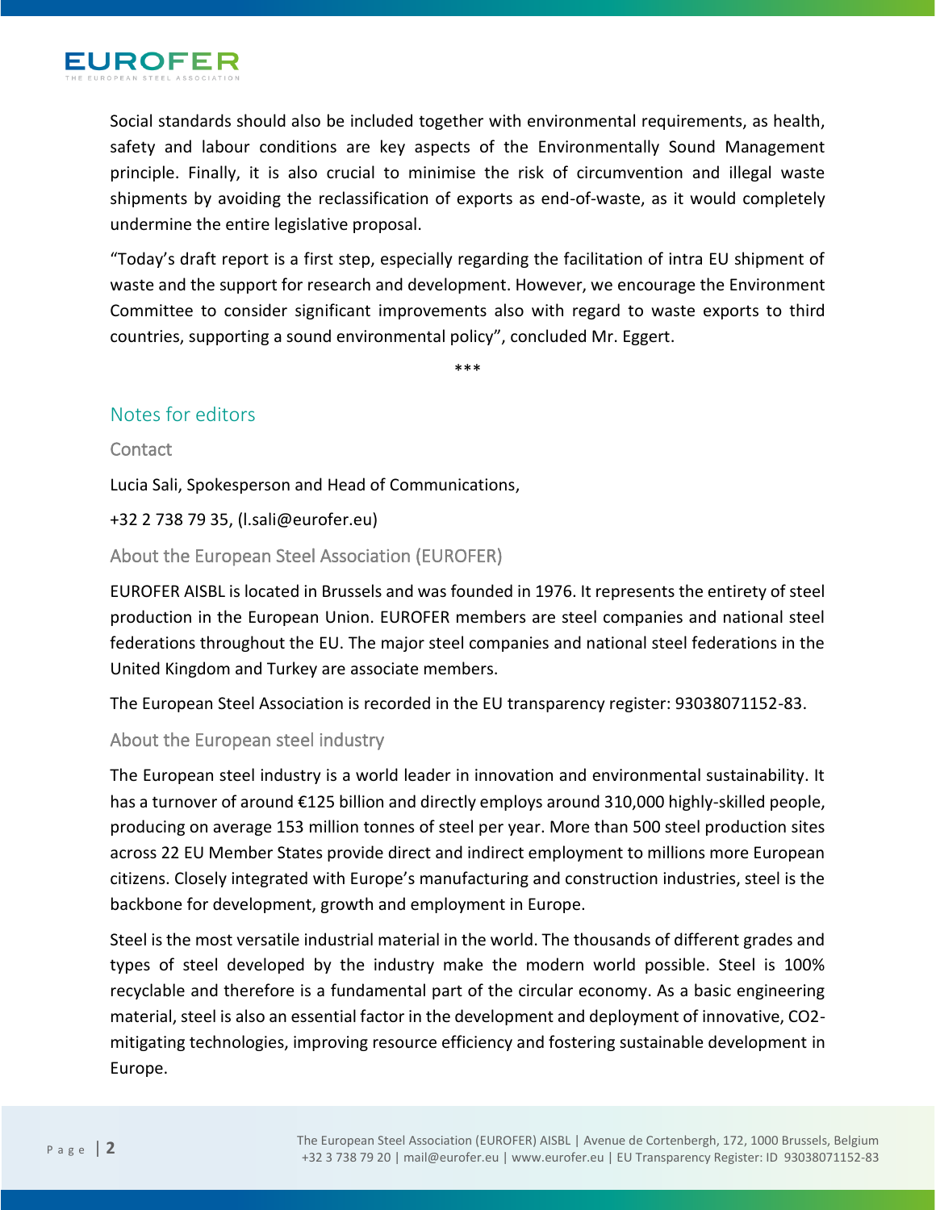Social standards should also be included together with environmental requirements, as health, safety and labour conditions are key aspects of the Environmentally Sound Management principle. Finally, it is also crucial to minimise the risk of circumvention and illegal waste shipments by avoiding the reclassification of exports as end-of-waste, as it would completely undermine the entire legislative proposal.

"Today's draft report is a first step, especially regarding the facilitation of intra EU shipment of waste and the support for research and development. However, we encourage the Environment Committee to consider significant improvements also with regard to waste exports to third countries, supporting a sound environmental policy", concluded Mr. Eggert.

***

## Notes for editors

### Contact

Lucia Sali, Spokesperson and Head of Communications,

+32 2 738 79 35, (l.sali@eurofer.eu)

### About the European Steel Association (EUROFER)

EUROFER AISBL is located in Brussels and was founded in 1976. It represents the entirety of steel production in the European Union. EUROFER members are steel companies and national steel federations throughout the EU. The major steel companies and national steel federations in the United Kingdom and Turkey are associate members.

The European Steel Association is recorded in the EU transparency register: 93038071152-83.

### About the European steel industry

The European steel industry is a world leader in innovation and environmental sustainability. It has a turnover of around €125 billion and directly employs around 310,000 highly-skilled people, producing on average 153 million tonnes of steel per year. More than 500 steel production sites across 22 EU Member States provide direct and indirect employment to millions more European citizens. Closely integrated with Europe's manufacturing and construction industries, steel is the backbone for development, growth and employment in Europe.

Steel is the most versatile industrial material in the world. The thousands of different grades and types of steel developed by the industry make the modern world possible. Steel is 100% recyclable and therefore is a fundamental part of the circular economy. As a basic engineering material, steel is also an essential factor in the development and deployment of innovative, $CO_2$-mitigating technologies, improving resource efficiency and fostering sustainable development in Europe.